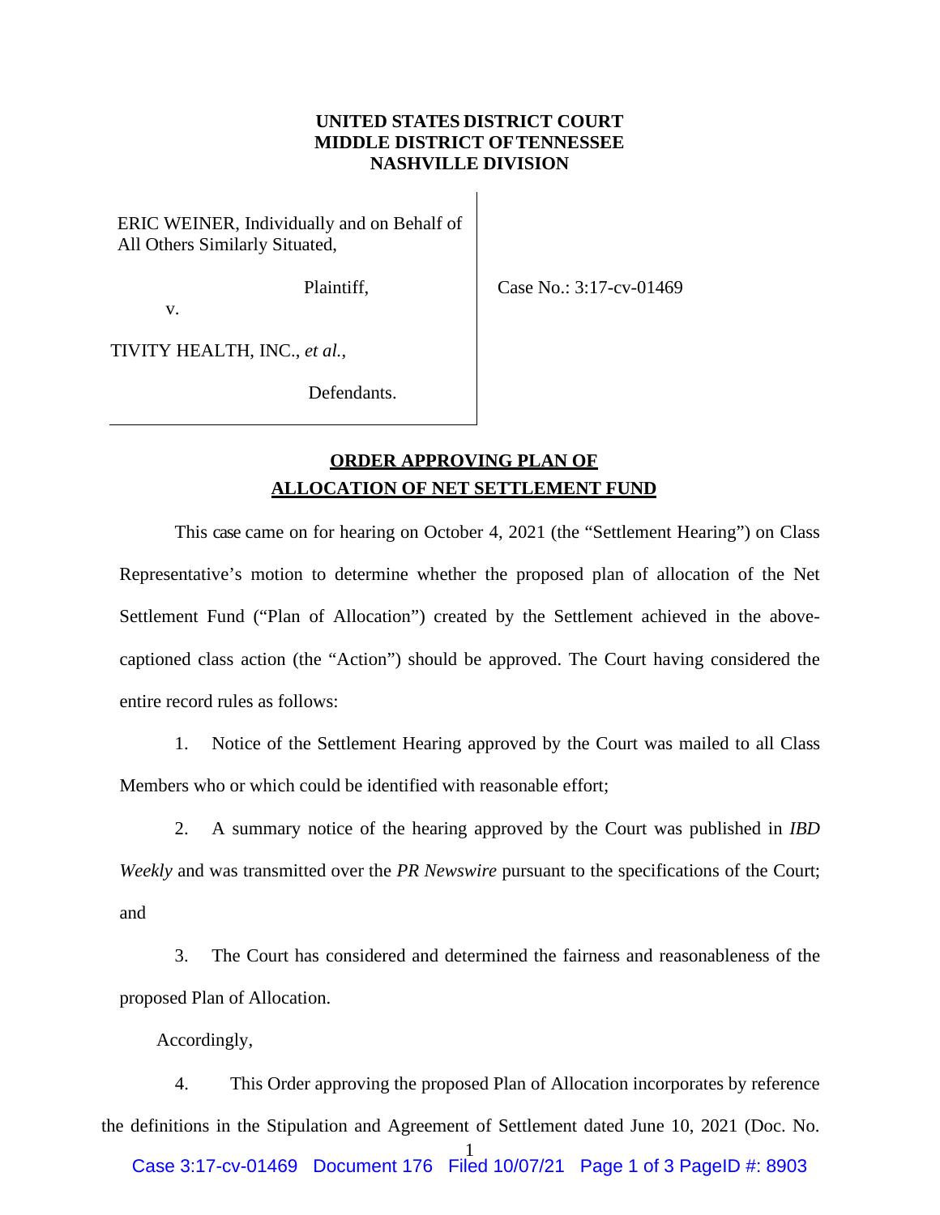**UNITED STATES DISTRICT COURT**
**MIDDLE DISTRICT OF TENNESSEE**
**NASHVILLE DIVISION**

ERIC WEINER, Individually and on Behalf of All Others Similarly Situated,

Plaintiff,

v.

TIVITY HEALTH, INC., *et al.*,

Defendants.

Case No.: 3:17-cv-01469

**ORDER APPROVING PLAN OF ALLOCATION OF NET SETTLEMENT FUND**

This case came on for hearing on October 4, 2021 (the "Settlement Hearing") on Class Representative's motion to determine whether the proposed plan of allocation of the Net Settlement Fund ("Plan of Allocation") created by the Settlement achieved in the above-captioned class action (the "Action") should be approved. The Court having considered the entire record rules as follows:

1. Notice of the Settlement Hearing approved by the Court was mailed to all Class Members who or which could be identified with reasonable effort;

2. A summary notice of the hearing approved by the Court was published in *IBD Weekly* and was transmitted over the *PR Newswire* pursuant to the specifications of the Court; and

3. The Court has considered and determined the fairness and reasonableness of the proposed Plan of Allocation.

Accordingly,

4. This Order approving the proposed Plan of Allocation incorporates by reference the definitions in the Stipulation and Agreement of Settlement dated June 10, 2021 (Doc. No.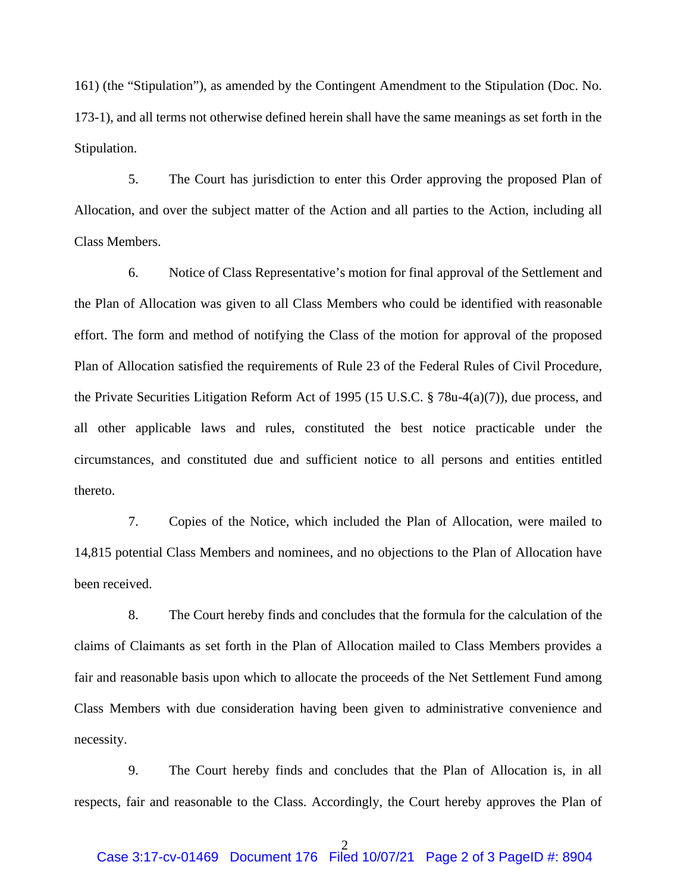161) (the "Stipulation"), as amended by the Contingent Amendment to the Stipulation (Doc. No. 173-1), and all terms not otherwise defined herein shall have the same meanings as set forth in the Stipulation.

5. The Court has jurisdiction to enter this Order approving the proposed Plan of Allocation, and over the subject matter of the Action and all parties to the Action, including all Class Members.

6. Notice of Class Representative's motion for final approval of the Settlement and the Plan of Allocation was given to all Class Members who could be identified with reasonable effort. The form and method of notifying the Class of the motion for approval of the proposed Plan of Allocation satisfied the requirements of Rule 23 of the Federal Rules of Civil Procedure, the Private Securities Litigation Reform Act of 1995 (15 U.S.C. § 78u-4(a)(7)), due process, and all other applicable laws and rules, constituted the best notice practicable under the circumstances, and constituted due and sufficient notice to all persons and entities entitled thereto.

7. Copies of the Notice, which included the Plan of Allocation, were mailed to 14,815 potential Class Members and nominees, and no objections to the Plan of Allocation have been received.

8. The Court hereby finds and concludes that the formula for the calculation of the claims of Claimants as set forth in the Plan of Allocation mailed to Class Members provides a fair and reasonable basis upon which to allocate the proceeds of the Net Settlement Fund among Class Members with due consideration having been given to administrative convenience and necessity.

9. The Court hereby finds and concludes that the Plan of Allocation is, in all respects, fair and reasonable to the Class. Accordingly, the Court hereby approves the Plan of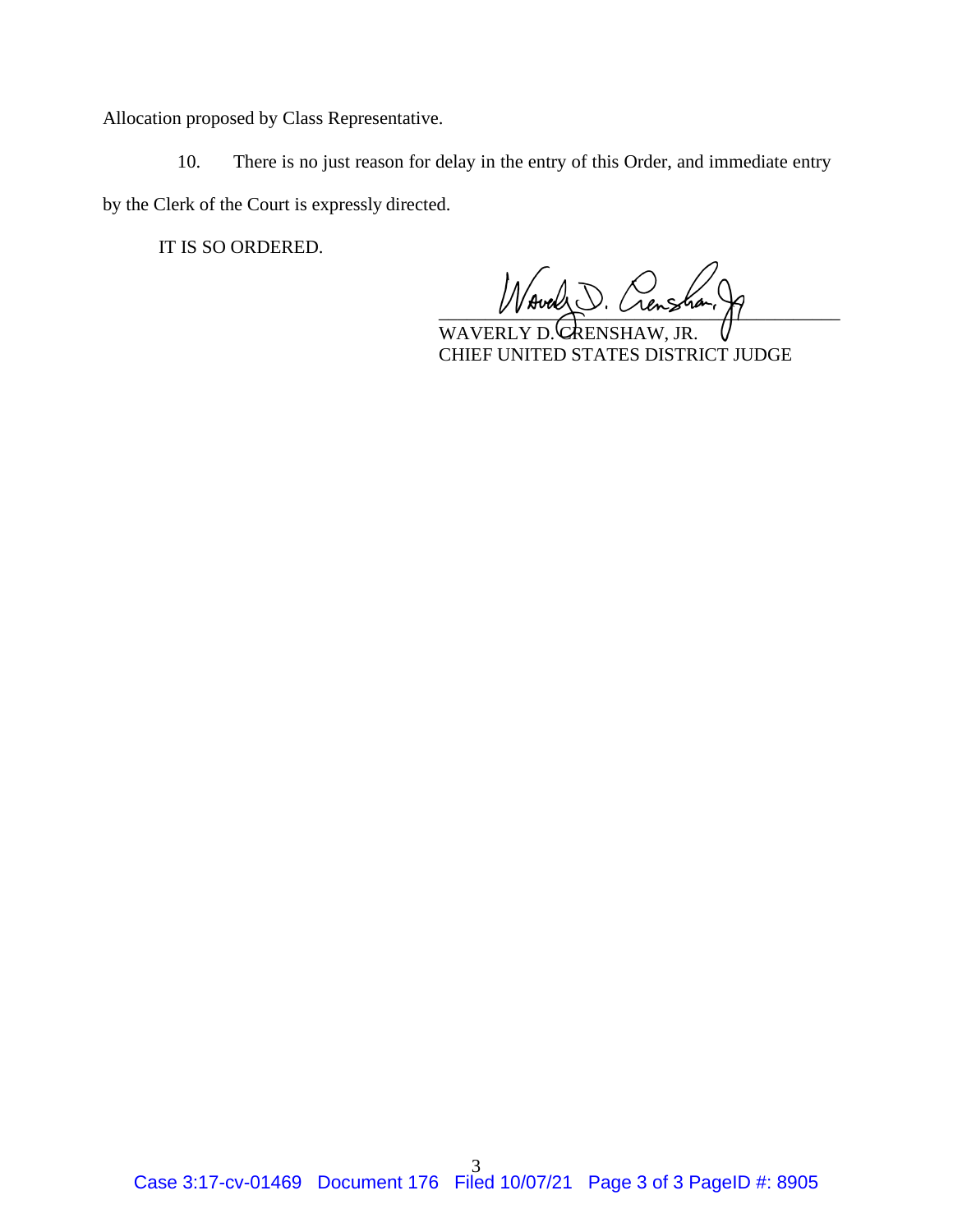Allocation proposed by Class Representative.

10. There is no just reason for delay in the entry of this Order, and immediate entry by the Clerk of the Court is expressly directed.

IT IS SO ORDERED.

WAVERLY D. CRENSHAW, JR.
CHIEF UNITED STATES DISTRICT JUDGE